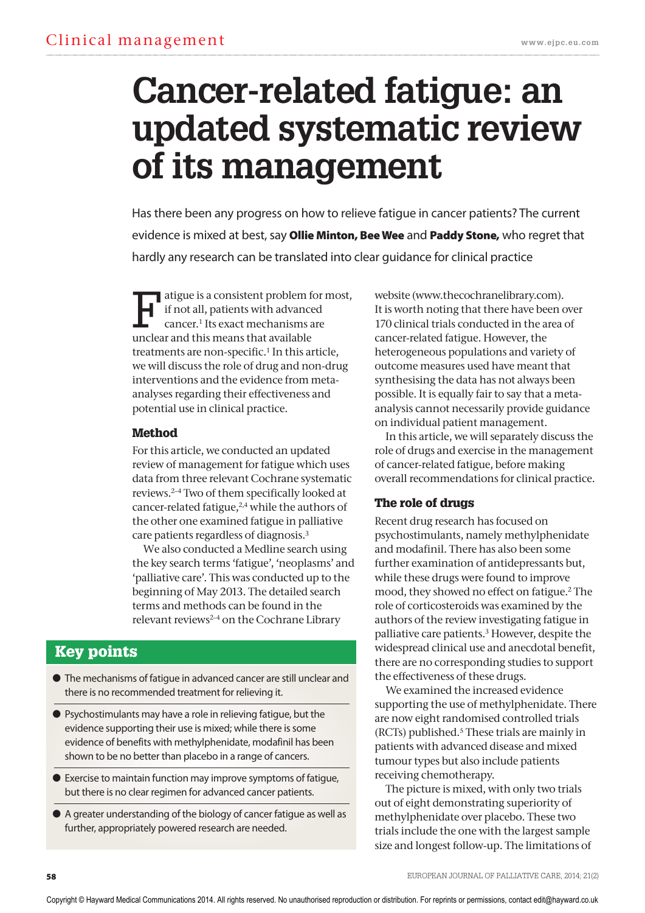# Cancer-related fatigue: an updated systematic review of its management

Has there been any progress on how to relieve fatigue in cancer patients? The current evidence is mixed at best, say **Ollie Minton, Bee Wee** and **Paddy Stone,** who regret that hardly any research can be translated into clear guidance for clinical practice

Fatigue is a consistent problem for most, if not all, patients with advanced cancer.[1] Its exact mechanisms are unclear and this means that available treatments are non-specific.[1] In this article, we will discuss the role of drug and non-drug interventions and the evidence from meta-analyses regarding their effectiveness and potential use in clinical practice.

## Method

For this article, we conducted an updated review of management for fatigue which uses data from three relevant Cochrane systematic reviews.[2–4] Two of them specifically looked at cancer-related fatigue,[2,4] while the authors of the other one examined fatigue in palliative care patients regardless of diagnosis.[3]

We also conducted a Medline search using the key search terms 'fatigue', 'neoplasms' and 'palliative care'. This was conducted up to the beginning of May 2013. The detailed search terms and methods can be found in the relevant reviews[2–4] on the Cochrane Library website (www.thecochranelibrary.com). It is worth noting that there have been over 170 clinical trials conducted in the area of cancer-related fatigue. However, the heterogeneous populations and variety of outcome measures used have meant that synthesising the data has not always been possible. It is equally fair to say that a meta-analysis cannot necessarily provide guidance on individual patient management.

In this article, we will separately discuss the role of drugs and exercise in the management of cancer-related fatigue, before making overall recommendations for clinical practice.

## Key points

- The mechanisms of fatigue in advanced cancer are still unclear and there is no recommended treatment for relieving it.
- Psychostimulants may have a role in relieving fatigue, but the evidence supporting their use is mixed; while there is some evidence of benefits with methylphenidate, modafinil has been shown to be no better than placebo in a range of cancers.
- Exercise to maintain function may improve symptoms of fatigue, but there is no clear regimen for advanced cancer patients.
- A greater understanding of the biology of cancer fatigue as well as further, appropriately powered research are needed.

## The role of drugs

Recent drug research has focused on psychostimulants, namely methylphenidate and modafinil. There has also been some further examination of antidepressants but, while these drugs were found to improve mood, they showed no effect on fatigue.[2] The role of corticosteroids was examined by the authors of the review investigating fatigue in palliative care patients.[3] However, despite the widespread clinical use and anecdotal benefit, there are no corresponding studies to support the effectiveness of these drugs.

We examined the increased evidence supporting the use of methylphenidate. There are now eight randomised controlled trials (RCTs) published.[5] These trials are mainly in patients with advanced disease and mixed tumour types but also include patients receiving chemotherapy.

The picture is mixed, with only two trials out of eight demonstrating superiority of methylphenidate over placebo. These two trials include the one with the largest sample size and longest follow-up. The limitations of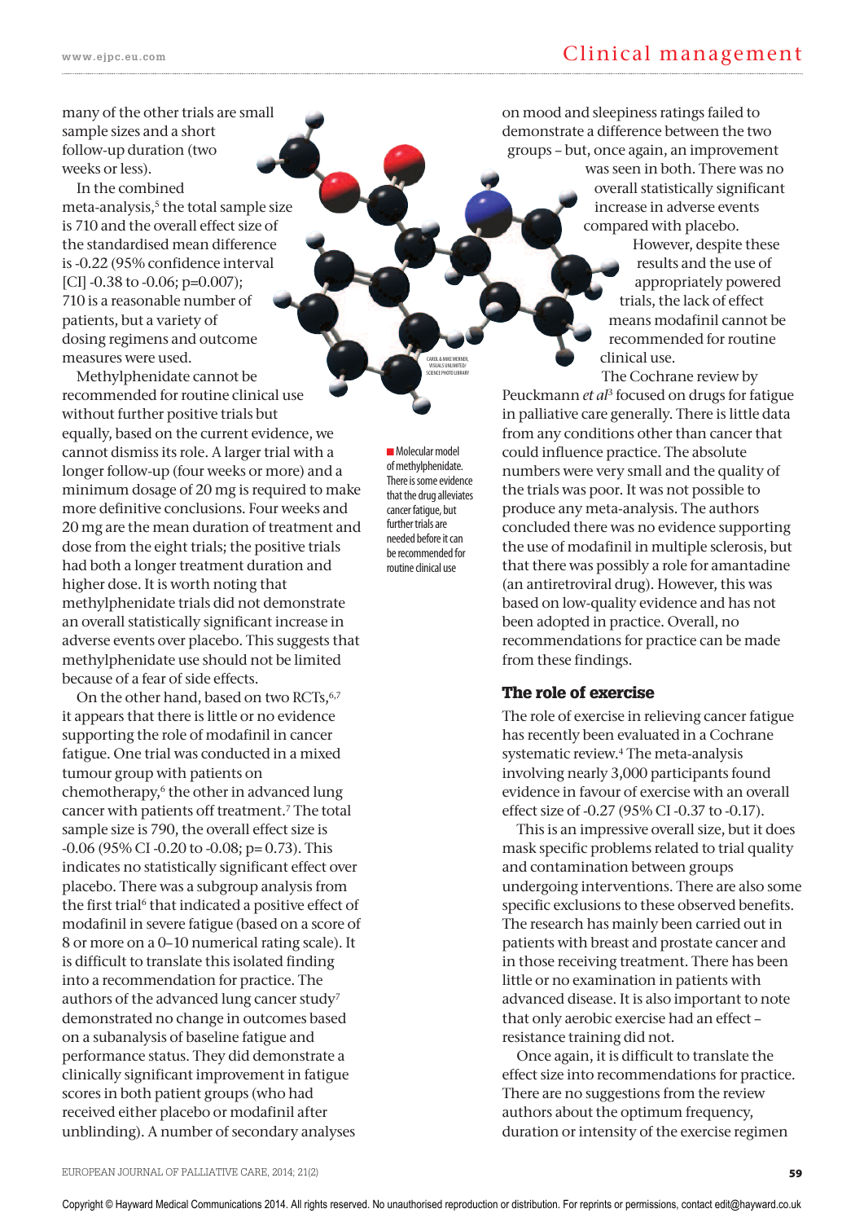many of the other trials are small sample sizes and a short follow-up duration (two weeks or less).

In the combined meta-analysis,[5] the total sample size is 710 and the overall effect size of the standardised mean difference is -0.22 (95% confidence interval [CI] -0.38 to -0.06; p=0.007); 710 is a reasonable number of patients, but a variety of dosing regimens and outcome measures were used.

Methylphenidate cannot be recommended for routine clinical use without further positive trials but equally, based on the current evidence, we cannot dismiss its role. A larger trial with a longer follow-up (four weeks or more) and a minimum dosage of 20 mg is required to make more definitive conclusions. Four weeks and 20 mg are the mean duration of treatment and dose from the eight trials; the positive trials had both a longer treatment duration and higher dose. It is worth noting that methylphenidate trials did not demonstrate an overall statistically significant increase in adverse events over placebo. This suggests that methylphenidate use should not be limited because of a fear of side effects.

On the other hand, based on two RCTs,[6,7] it appears that there is little or no evidence supporting the role of modafinil in cancer fatigue. One trial was conducted in a mixed tumour group with patients on chemotherapy,[6] the other in advanced lung cancer with patients off treatment.[7] The total sample size is 790, the overall effect size is -0.06 (95% CI -0.20 to -0.08; p= 0.73). This indicates no statistically significant effect over placebo. There was a subgroup analysis from the first trial[6] that indicated a positive effect of modafinil in severe fatigue (based on a score of 8 or more on a 0–10 numerical rating scale). It is difficult to translate this isolated finding into a recommendation for practice. The authors of the advanced lung cancer study[7] demonstrated no change in outcomes based on a subanalysis of baseline fatigue and performance status. They did demonstrate a clinically significant improvement in fatigue scores in both patient groups (who had received either placebo or modafinil after unblinding). A number of secondary analyses on mood and sleepiness ratings failed to demonstrate a difference between the two groups – but, once again, an improvement was seen in both. There was no overall statistically significant increase in adverse events compared with placebo.

However, despite these results and the use of appropriately powered trials, the lack of effect means modafinil cannot be recommended for routine clinical use.

The Cochrane review by Peuckmann *et al*[3] focused on drugs for fatigue in palliative care generally. There is little data from any conditions other than cancer that could influence practice. The absolute numbers were very small and the quality of the trials was poor. It was not possible to produce any meta-analysis. The authors concluded there was no evidence supporting the use of modafinil in multiple sclerosis, but that there was possibly a role for amantadine (an antiretroviral drug). However, this was based on low-quality evidence and has not been adopted in practice. Overall, no recommendations for practice can be made from these findings.

Molecular model of methylphenidate. There is some evidence that the drug alleviates cancer fatigue, but further trials are needed before it can be recommended for routine clinical use

## The role of exercise

The role of exercise in relieving cancer fatigue has recently been evaluated in a Cochrane systematic review.[4] The meta-analysis involving nearly 3,000 participants found evidence in favour of exercise with an overall effect size of -0.27 (95% CI -0.37 to -0.17).

This is an impressive overall size, but it does mask specific problems related to trial quality and contamination between groups undergoing interventions. There are also some specific exclusions to these observed benefits. The research has mainly been carried out in patients with breast and prostate cancer and in those receiving treatment. There has been little or no examination in patients with advanced disease. It is also important to note that only aerobic exercise had an effect – resistance training did not.

Once again, it is difficult to translate the effect size into recommendations for practice. There are no suggestions from the review authors about the optimum frequency, duration or intensity of the exercise regimen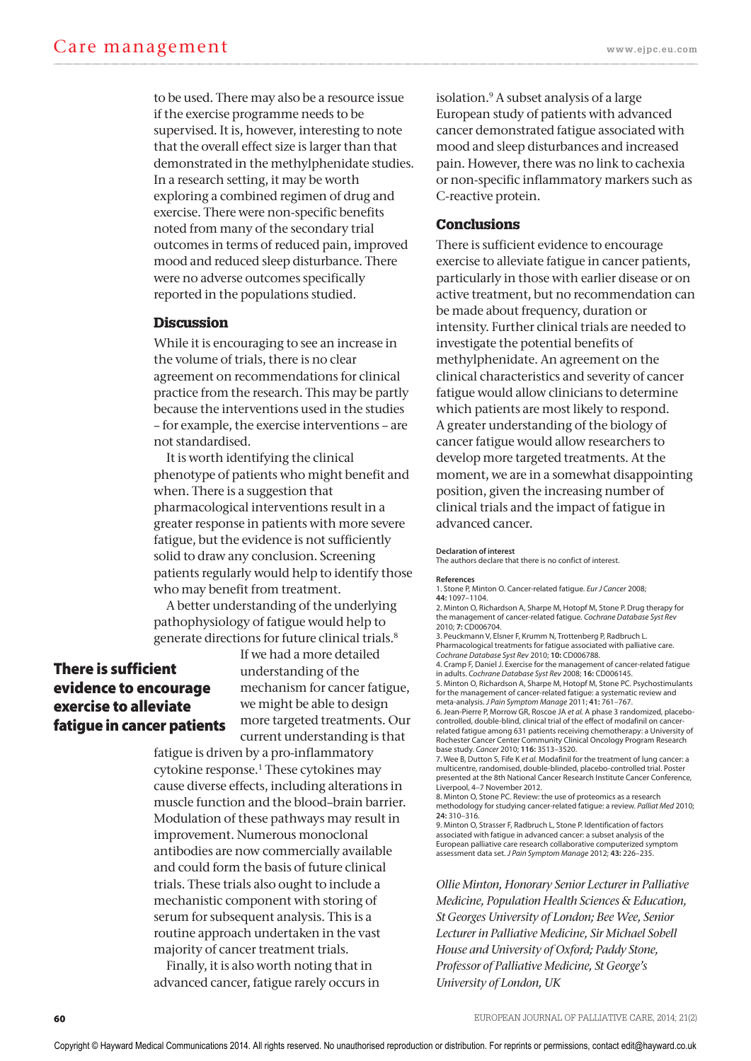to be used. There may also be a resource issue if the exercise programme needs to be supervised. It is, however, interesting to note that the overall effect size is larger than that demonstrated in the methylphenidate studies. In a research setting, it may be worth exploring a combined regimen of drug and exercise. There were non-specific benefits noted from many of the secondary trial outcomes in terms of reduced pain, improved mood and reduced sleep disturbance. There were no adverse outcomes specifically reported in the populations studied.

## Discussion

While it is encouraging to see an increase in the volume of trials, there is no clear agreement on recommendations for clinical practice from the research. This may be partly because the interventions used in the studies – for example, the exercise interventions – are not standardised.

It is worth identifying the clinical phenotype of patients who might benefit and when. There is a suggestion that pharmacological interventions result in a greater response in patients with more severe fatigue, but the evidence is not sufficiently solid to draw any conclusion. Screening patients regularly would help to identify those who may benefit from treatment.

A better understanding of the underlying pathophysiology of fatigue would help to generate directions for future clinical trials.[8] If we had a more detailed understanding of the mechanism for cancer fatigue, we might be able to design more targeted treatments. Our current understanding is that fatigue is driven by a pro-inflammatory cytokine response.[1] These cytokines may cause diverse effects, including alterations in muscle function and the blood–brain barrier. Modulation of these pathways may result in improvement. Numerous monoclonal antibodies are now commercially available and could form the basis of future clinical trials. These trials also ought to include a mechanistic component with storing of serum for subsequent analysis. This is a routine approach undertaken in the vast majority of cancer treatment trials.

**There is sufficient evidence to encourage exercise to alleviate fatigue in cancer patients**

Finally, it is also worth noting that in advanced cancer, fatigue rarely occurs in isolation.[9] A subset analysis of a large European study of patients with advanced cancer demonstrated fatigue associated with mood and sleep disturbances and increased pain. However, there was no link to cachexia or non-specific inflammatory markers such as C-reactive protein.

## Conclusions

There is sufficient evidence to encourage exercise to alleviate fatigue in cancer patients, particularly in those with earlier disease or on active treatment, but no recommendation can be made about frequency, duration or intensity. Further clinical trials are needed to investigate the potential benefits of methylphenidate. An agreement on the clinical characteristics and severity of cancer fatigue would allow clinicians to determine which patients are most likely to respond. A greater understanding of the biology of cancer fatigue would allow researchers to develop more targeted treatments. At the moment, we are in a somewhat disappointing position, given the increasing number of clinical trials and the impact of fatigue in advanced cancer.

**Declaration of interest**

The authors declare that there is no confict of interest.

**References**

1. Stone P, Minton O. Cancer-related fatigue. *Eur J Cancer* 2008; **44:** 1097–1104.
2. Minton O, Richardson A, Sharpe M, Hotopf M, Stone P. Drug therapy for the management of cancer-related fatigue. *Cochrane Database Syst Rev* 2010; **7:** CD006704.
3. Peuckmann V, Elsner F, Krumm N, Trottenberg P, Radbruch L. Pharmacological treatments for fatigue associated with palliative care. *Cochrane Database Syst Rev* 2010; **10:** CD006788.
4. Cramp F, Daniel J. Exercise for the management of cancer-related fatigue in adults. *Cochrane Database Syst Rev* 2008; **16:** CD006145.
5. Minton O, Richardson A, Sharpe M, Hotopf M, Stone PC. Psychostimulants for the management of cancer-related fatigue: a systematic review and meta-analysis. *J Pain Symptom Manage* 2011; **41:** 761–767.
6. Jean-Pierre P, Morrow GR, Roscoe JA *et al.* A phase 3 randomized, placebo-controlled, double-blind, clinical trial of the effect of modafinil on cancer-related fatigue among 631 patients receiving chemotherapy: a University of Rochester Cancer Center Community Clinical Oncology Program Research base study. *Cancer* 2010; **116:** 3513–3520.
7. Wee B, Dutton S, Fife K *et al.* Modafinil for the treatment of lung cancer: a multicentre, randomised, double-blinded, placebo-controlled trial. Poster presented at the 8th National Cancer Research Institute Cancer Conference, Liverpool, 4–7 November 2012.
8. Minton O, Stone PC. Review: the use of proteomics as a research methodology for studying cancer-related fatigue: a review. *Palliat Med* 2010; **24:** 310–316.
9. Minton O, Strasser F, Radbruch L, Stone P. Identification of factors associated with fatigue in advanced cancer: a subset analysis of the European palliative care research collaborative computerized symptom assessment data set. *J Pain Symptom Manage* 2012; **43:** 226–235.

*Ollie Minton, Honorary Senior Lecturer in Palliative Medicine, Population Health Sciences & Education, St Georges University of London; Bee Wee, Senior Lecturer in Palliative Medicine, Sir Michael Sobell House and University of Oxford; Paddy Stone, Professor of Palliative Medicine, St George's University of London, UK*